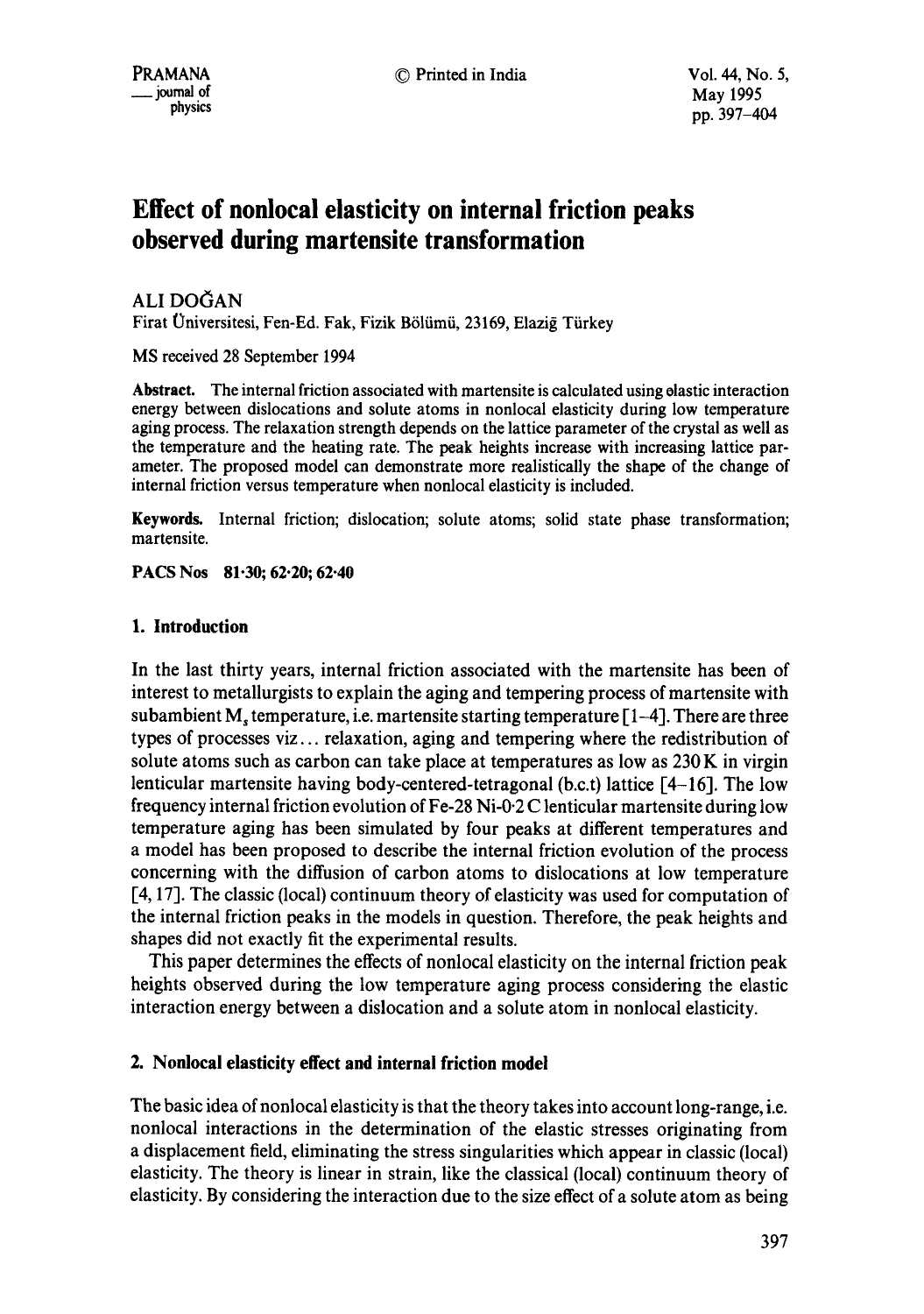# Effect of nonlocal elasticity on internal friction peaks observed during martensite transformation

ALI DOĞAN

Firat Üniversitesi, Fen-Ed. Fak, Fizik Bölümü, 23169, Elaziğ Türkey

MS received 28 September 1994

**Abstract.** The internal friction associated with martensite is calculated using elastic interaction energy between dislocations and solute atoms in nonlocal elasticity during low temperature aging process. The relaxation strength depends on the lattice parameter of the crystal as well as the temperature and the heating rate. The peak heights increase with increasing lattice parameter. The proposed model can demonstrate more realistically the shape of the change of internal friction versus temperature when nonlocal elasticity is included.

**Keywords.** Internal friction; dislocation; solute atoms; solid state phase transformation; martensite.

**PACS Nos** 81·30; 62·20; 62·40

## 1. Introduction

In the last thirty years, internal friction associated with the martensite has been of interest to metallurgists to explain the aging and tempering process of martensite with subambient $M_s$ temperature, i.e. martensite starting temperature [1–4]. There are three types of processes viz... relaxation, aging and tempering where the redistribution of solute atoms such as carbon can take place at temperatures as low as 230 K in virgin lenticular martensite having body-centered-tetragonal (b.c.t) lattice [4–16]. The low frequency internal friction evolution of Fe-28 Ni-0·2 C lenticular martensite during low temperature aging has been simulated by four peaks at different temperatures and a model has been proposed to describe the internal friction evolution of the process concerning with the diffusion of carbon atoms to dislocations at low temperature [4, 17]. The classic (local) continuum theory of elasticity was used for computation of the internal friction peaks in the models in question. Therefore, the peak heights and shapes did not exactly fit the experimental results.

This paper determines the effects of nonlocal elasticity on the internal friction peak heights observed during the low temperature aging process considering the elastic interaction energy between a dislocation and a solute atom in nonlocal elasticity.

## 2. Nonlocal elasticity effect and internal friction model

The basic idea of nonlocal elasticity is that the theory takes into account long-range, i.e. nonlocal interactions in the determination of the elastic stresses originating from a displacement field, eliminating the stress singularities which appear in classic (local) elasticity. The theory is linear in strain, like the classical (local) continuum theory of elasticity. By considering the interaction due to the size effect of a solute atom as being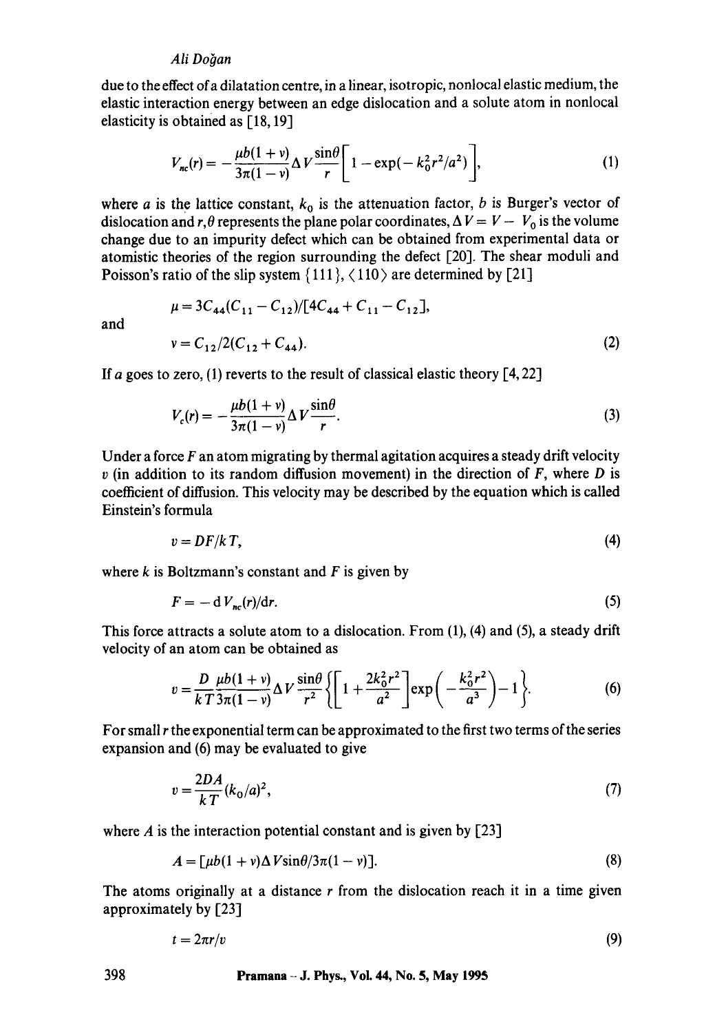due to the effect of a dilatation centre, in a linear, isotropic, nonlocal elastic medium, the elastic interaction energy between an edge dislocation and a solute atom in nonlocal elasticity is obtained as [18, 19]

$$V_{nc}(r) = -\frac{\mu b(1+\nu)}{3\pi(1-\nu)}\Delta V\frac{\sin\theta}{r}\left[1-\exp(-k_0^2r^2/a^2)\right], \tag{1}$$

where $a$ is the lattice constant, $k_0$ is the attenuation factor, $b$ is Burger's vector of dislocation and $r, \theta$ represents the plane polar coordinates, $\Delta V = V - V_0$ is the volume change due to an impurity defect which can be obtained from experimental data or atomistic theories of the region surrounding the defect [20]. The shear moduli and Poisson's ratio of the slip system $\{111\}$, $\langle 110\rangle$ are determined by [21]

$$\mu = 3C_{44}(C_{11}-C_{12})/[4C_{44}+C_{11}-C_{12}],$$

and

$$\nu = C_{12}/2(C_{12}+C_{44}). \tag{2}$$

If $a$ goes to zero, (1) reverts to the result of classical elastic theory [4, 22]

$$V_c(r) = -\frac{\mu b(1+\nu)}{3\pi(1-\nu)}\Delta V\frac{\sin\theta}{r}. \tag{3}$$

Under a force $F$ an atom migrating by thermal agitation acquires a steady drift velocity $v$ (in addition to its random diffusion movement) in the direction of $F$, where $D$ is coefficient of diffusion. This velocity may be described by the equation which is called Einstein's formula

$$v = DF/kT, \tag{4}$$

where $k$ is Boltzmann's constant and $F$ is given by

$$F = -\mathrm{d}V_{nc}(r)/\mathrm{d}r. \tag{5}$$

This force attracts a solute atom to a dislocation. From (1), (4) and (5), a steady drift velocity of an atom can be obtained as

$$v = \frac{D}{kT}\frac{\mu b(1+\nu)}{3\pi(1-\nu)}\Delta V\frac{\sin\theta}{r^2}\left\{\left[1+\frac{2k_0^2r^2}{a^2}\right]\exp\left(-\frac{k_0^2r^2}{a^3}\right)-1\right\}. \tag{6}$$

For small $r$ the exponential term can be approximated to the first two terms of the series expansion and (6) may be evaluated to give

$$v = \frac{2DA}{kT}(k_0/a)^2, \tag{7}$$

where $A$ is the interaction potential constant and is given by [23]

$$A = [\mu b(1+\nu)\Delta V\sin\theta/3\pi(1-\nu)]. \tag{8}$$

The atoms originally at a distance $r$ from the dislocation reach it in a time given approximately by [23]

$$t = 2\pi r/v \tag{9}$$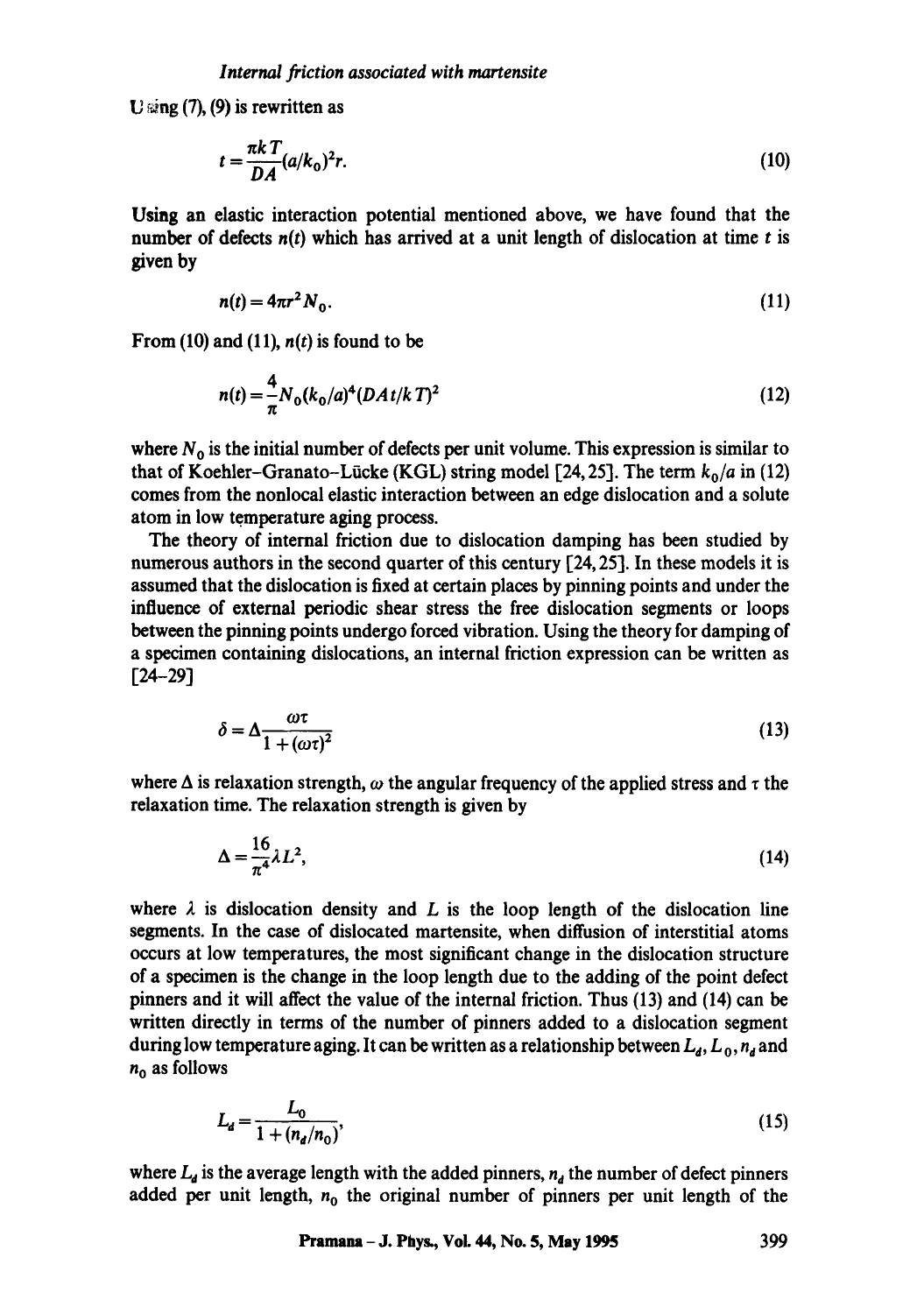Using (7), (9) is rewritten as

$$t = \frac{\pi k T}{DA}(a/k_0)^2 r. \tag{10}$$

Using an elastic interaction potential mentioned above, we have found that the number of defects $n(t)$ which has arrived at a unit length of dislocation at time $t$ is given by

$$n(t) = 4\pi r^2 N_0. \tag{11}$$

From (10) and (11), $n(t)$ is found to be

$$n(t) = \frac{4}{\pi} N_0 (k_0/a)^4 (DAt/kT)^2 \tag{12}$$

where $N_0$ is the initial number of defects per unit volume. This expression is similar to that of Koehler–Granato–Lücke (KGL) string model [24, 25]. The term $k_0/a$ in (12) comes from the nonlocal elastic interaction between an edge dislocation and a solute atom in low temperature aging process.

The theory of internal friction due to dislocation damping has been studied by numerous authors in the second quarter of this century [24, 25]. In these models it is assumed that the dislocation is fixed at certain places by pinning points and under the influence of external periodic shear stress the free dislocation segments or loops between the pinning points undergo forced vibration. Using the theory for damping of a specimen containing dislocations, an internal friction expression can be written as [24–29]

$$\delta = \Delta \frac{\omega \tau}{1 + (\omega \tau)^2} \tag{13}$$

where $\Delta$ is relaxation strength, $\omega$ the angular frequency of the applied stress and $\tau$ the relaxation time. The relaxation strength is given by

$$\Delta = \frac{16}{\pi^4} \lambda L^2, \tag{14}$$

where $\lambda$ is dislocation density and $L$ is the loop length of the dislocation line segments. In the case of dislocated martensite, when diffusion of interstitial atoms occurs at low temperatures, the most significant change in the dislocation structure of a specimen is the change in the loop length due to the adding of the point defect pinners and it will affect the value of the internal friction. Thus (13) and (14) can be written directly in terms of the number of pinners added to a dislocation segment during low temperature aging. It can be written as a relationship between $L_d$, $L_0$, $n_d$ and $n_0$ as follows

$$L_d = \frac{L_0}{1 + (n_d/n_0)}, \tag{15}$$

where $L_d$ is the average length with the added pinners, $n_d$ the number of defect pinners added per unit length, $n_0$ the original number of pinners per unit length of the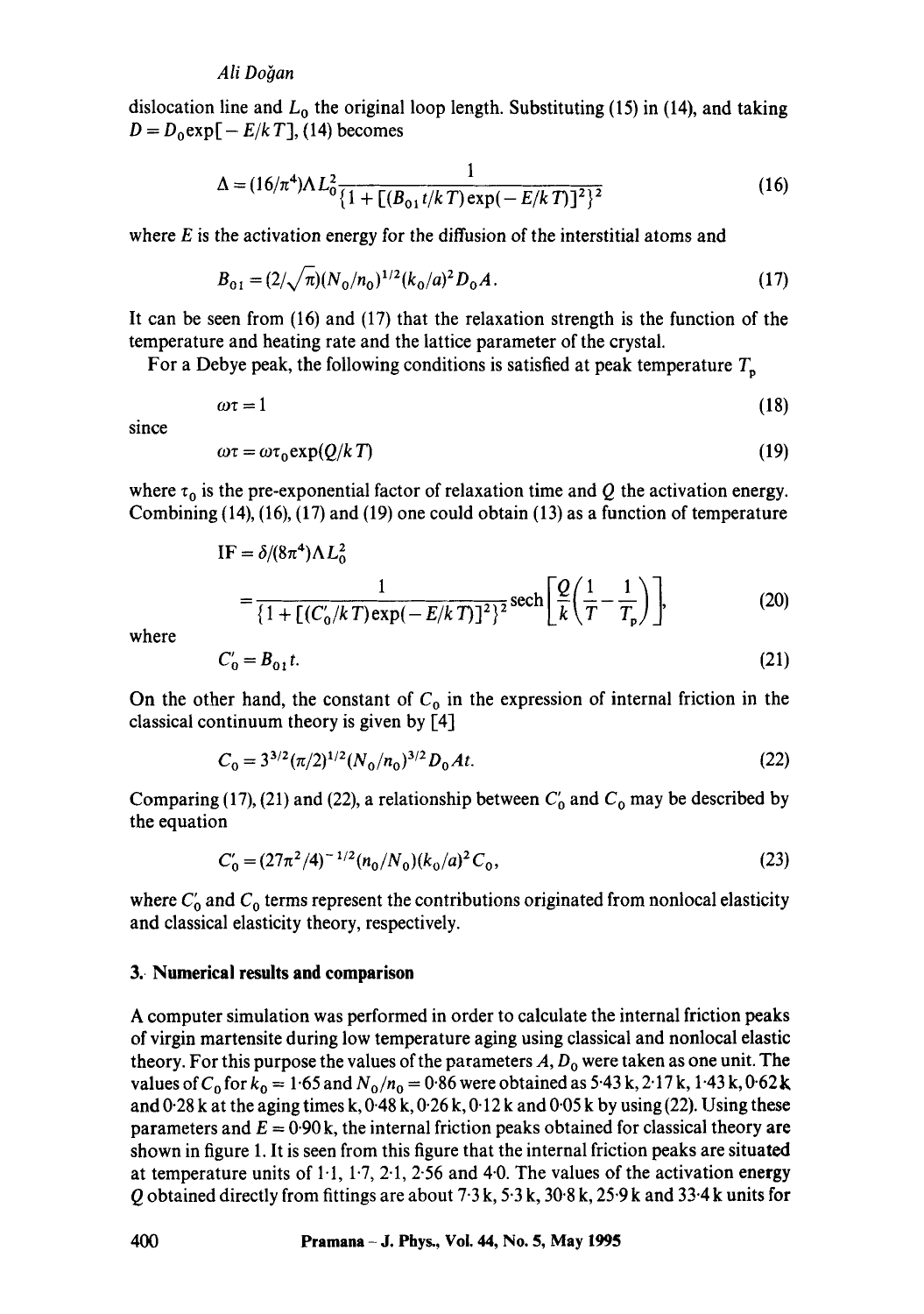dislocation line and $L_0$ the original loop length. Substituting (15) in (14), and taking $D = D_0 \exp[-E/kT]$, (14) becomes

$$\Delta = (16/\pi^4)\Lambda L_0^2 \frac{1}{\{1 + [(B_{01}t/kT)\exp(-E/kT)]^2\}^2} \tag{16}$$

where $E$ is the activation energy for the diffusion of the interstitial atoms and

$$B_{01} = (2/\sqrt{\pi})(N_0/n_0)^{1/2}(k_0/a)^2 D_0 A. \tag{17}$$

It can be seen from (16) and (17) that the relaxation strength is the function of the temperature and heating rate and the lattice parameter of the crystal.

For a Debye peak, the following conditions is satisfied at peak temperature $T_p$

$$\omega\tau = 1 \tag{18}$$

since

$$\omega\tau = \omega\tau_0 \exp(Q/kT) \tag{19}$$

where $\tau_0$ is the pre-exponential factor of relaxation time and $Q$ the activation energy. Combining (14), (16), (17) and (19) one could obtain (13) as a function of temperature

$$\mathrm{IF} = \delta/(8\pi^4)\Lambda L_0^2$$
$$= \frac{1}{\{1 + [(C_0'/kT)\exp(-E/kT)]^2\}^2} \operatorname{sech}\left[\frac{Q}{k}\left(\frac{1}{T} - \frac{1}{T_p}\right)\right], \tag{20}$$

where

$$C_0' = B_{01}t. \tag{21}$$

On the other hand, the constant of $C_0$ in the expression of internal friction in the classical continuum theory is given by [4]

$$C_0 = 3^{3/2}(\pi/2)^{1/2}(N_0/n_0)^{3/2} D_0 A t. \tag{22}$$

Comparing (17), (21) and (22), a relationship between $C_0'$ and $C_0$ may be described by the equation

$$C_0' = (27\pi^2/4)^{-1/2}(n_0/N_0)(k_0/a)^2 C_0, \tag{23}$$

where $C_0'$ and $C_0$ terms represent the contributions originated from nonlocal elasticity and classical elasticity theory, respectively.

## 3. Numerical results and comparison

A computer simulation was performed in order to calculate the internal friction peaks of virgin martensite during low temperature aging using classical and nonlocal elastic theory. For this purpose the values of the parameters $A$, $D_0$ were taken as one unit. The values of $C_0$ for $k_0 = 1{\cdot}65$ and $N_0/n_0 = 0{\cdot}86$ were obtained as 5·43 k, 2·17 k, 1·43 k, 0·62 k and 0·28 k at the aging times k, 0·48 k, 0·26 k, 0·12 k and 0·05 k by using (22). Using these parameters and $E = 0{\cdot}90$ k, the internal friction peaks obtained for classical theory are shown in figure 1. It is seen from this figure that the internal friction peaks are situated at temperature units of 1·1, 1·7, 2·1, 2·56 and 4·0. The values of the activation energy $Q$ obtained directly from fittings are about 7·3 k, 5·3 k, 30·8 k, 25·9 k and 33·4 k units for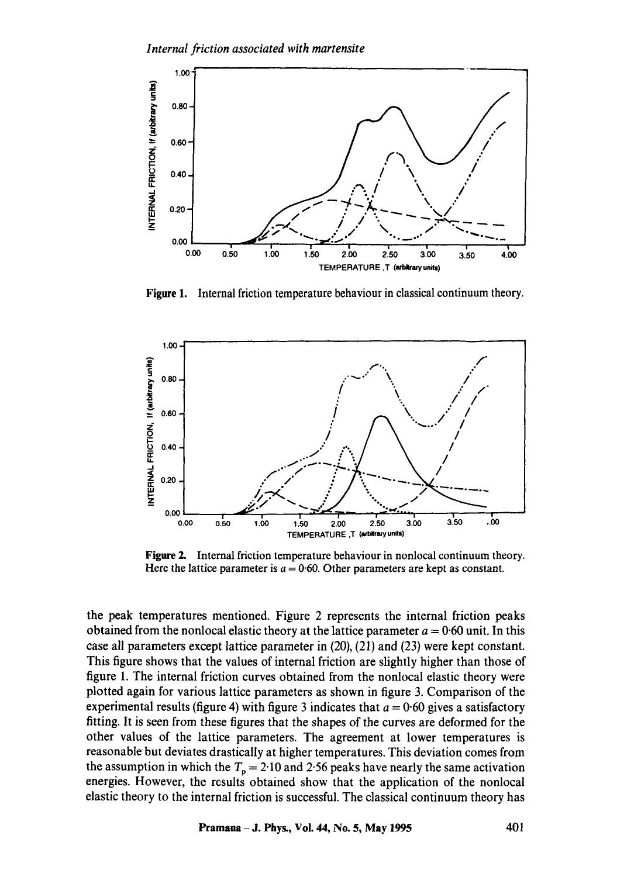Figure 1. Internal friction temperature behaviour in classical continuum theory.

Figure 2. Internal friction temperature behaviour in nonlocal continuum theory. Here the lattice parameter is $a = 0{\cdot}60$. Other parameters are kept as constant.

the peak temperatures mentioned. Figure 2 represents the internal friction peaks obtained from the nonlocal elastic theory at the lattice parameter $a = 0{\cdot}60$ unit. In this case all parameters except lattice parameter in (20), (21) and (23) were kept constant. This figure shows that the values of internal friction are slightly higher than those of figure 1. The internal friction curves obtained from the nonlocal elastic theory were plotted again for various lattice parameters as shown in figure 3. Comparison of the experimental results (figure 4) with figure 3 indicates that $a = 0{\cdot}60$ gives a satisfactory fitting. It is seen from these figures that the shapes of the curves are deformed for the other values of the lattice parameters. The agreement at lower temperatures is reasonable but deviates drastically at higher temperatures. This deviation comes from the assumption in which the $T_p = 2{\cdot}10$ and $2{\cdot}56$ peaks have nearly the same activation energies. However, the results obtained show that the application of the nonlocal elastic theory to the internal friction is successful. The classical continuum theory has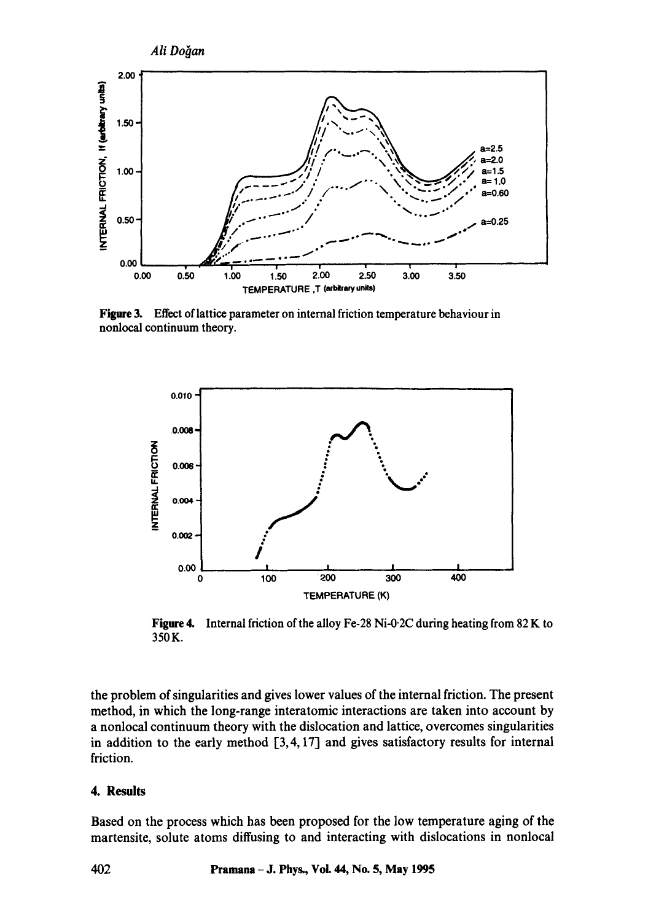**Figure 3.** Effect of lattice parameter on internal friction temperature behaviour in nonlocal continuum theory.

**Figure 4.** Internal friction of the alloy Fe-28 Ni-0·2C during heating from 82 K to 350 K.

the problem of singularities and gives lower values of the internal friction. The present method, in which the long-range interatomic interactions are taken into account by a nonlocal continuum theory with the dislocation and lattice, overcomes singularities in addition to the early method [3, 4, 17] and gives satisfactory results for internal friction.

## 4. Results

Based on the process which has been proposed for the low temperature aging of the martensite, solute atoms diffusing to and interacting with dislocations in nonlocal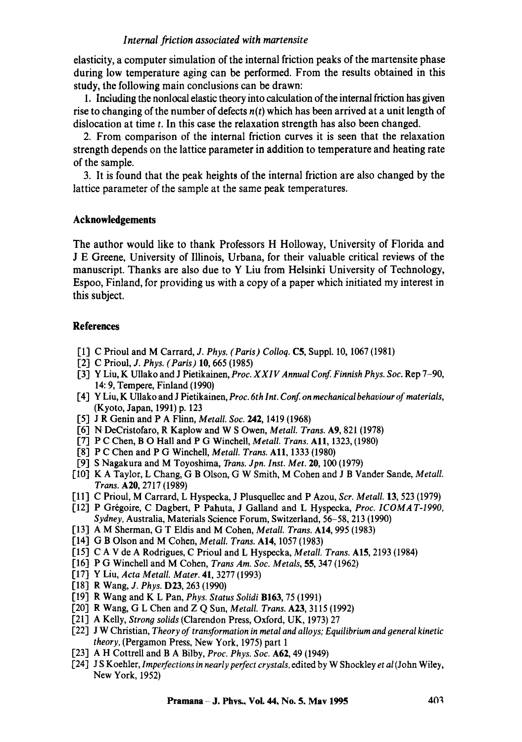elasticity, a computer simulation of the internal friction peaks of the martensite phase during low temperature aging can be performed. From the results obtained in this study, the following main conclusions can be drawn:

1. Including the nonlocal elastic theory into calculation of the internal friction has given rise to changing of the number of defects $n(t)$ which has been arrived at a unit length of dislocation at time $t$. In this case the relaxation strength has also been changed.

2. From comparison of the internal friction curves it is seen that the relaxation strength depends on the lattice parameter in addition to temperature and heating rate of the sample.

3. It is found that the peak heights of the internal friction are also changed by the lattice parameter of the sample at the same peak temperatures.

## Acknowledgements

The author would like to thank Professors H Holloway, University of Florida and J E Greene, University of Illinois, Urbana, for their valuable critical reviews of the manuscript. Thanks are also due to Y Liu from Helsinki University of Technology, Espoo, Finland, for providing us with a copy of a paper which initiated my interest in this subject.

## References

[1] C Prioul and M Carrard, *J. Phys. (Paris) Colloq.* **C5**, Suppl. 10, 1067 (1981)
[2] C Prioul, *J. Phys. (Paris)* **10**, 665 (1985)
[3] Y Liu, K Ullako and J Pietikainen, *Proc. XXIV Annual Conf. Finnish Phys. Soc.* Rep 7–90, 14: 9, Tempere, Finland (1990)
[4] Y Liu, K Ullako and J Pietikainen, *Proc. 6th Int. Conf. on mechanical behaviour of materials*, (Kyoto, Japan, 1991) p. 123
[5] J R Genin and P A Flinn, *Metall. Soc.* **242**, 1419 (1968)
[6] N DeCristofaro, R Kaplow and W S Owen, *Metall. Trans.* **A9**, 821 (1978)
[7] P C Chen, B O Hall and P G Winchell, *Metall. Trans.* **A11**, 1323, (1980)
[8] P C Chen and P G Winchell, *Metall. Trans.* **A11**, 1333 (1980)
[9] S Nagakura and M Toyoshima, *Trans. Jpn. Inst. Met.* **20**, 100 (1979)
[10] K A Taylor, L Chang, G B Olson, G W Smith, M Cohen and J B Vander Sande, *Metall. Trans.* **A20**, 2717 (1989)
[11] C Prioul, M Carrard, L Hyspecka, J Plusquellec and P Azou, *Scr. Metall.* **13**, 523 (1979)
[12] P Grégoire, C Dagbert, P Pahuta, J Galland and L Hyspecka, *Proc. ICOMAT-1990, Sydney*, Australia, Materials Science Forum, Switzerland, 56–58, 213 (1990)
[13] A M Sherman, G T Eldis and M Cohen, *Metall. Trans.* **A14**, 995 (1983)
[14] G B Olson and M Cohen, *Metall. Trans.* **A14**, 1057 (1983)
[15] C A V de A Rodrigues, C Prioul and L Hyspecka, *Metall. Trans.* **A15**, 2193 (1984)
[16] P G Winchell and M Cohen, *Trans Am. Soc. Metals*, **55**, 347 (1962)
[17] Y Liu, *Acta Metall. Mater.* **41**, 3277 (1993)
[18] R Wang, *J. Phys.* **D23**, 263 (1990)
[19] R Wang and K L Pan, *Phys. Status Solidi* **B163**, 75 (1991)
[20] R Wang, G L Chen and Z Q Sun, *Metall. Trans.* **A23**, 3115 (1992)
[21] A Kelly, *Strong solids* (Clarendon Press, Oxford, UK, 1973) 27
[22] J W Christian, *Theory of transformation in metal and alloys; Equilibrium and general kinetic theory*, (Pergamon Press, New York, 1975) part 1
[23] A H Cottrell and B A Bilby, *Proc. Phys. Soc.* **A62**, 49 (1949)
[24] J S Koehler, *Imperfections in nearly perfect crystals*, edited by W Shockley *et al* (John Wiley, New York, 1952)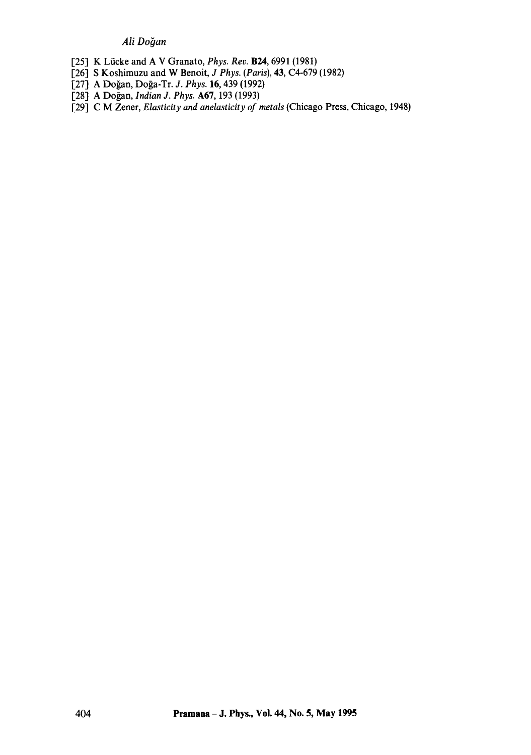[25] K Lücke and A V Granato, *Phys. Rev.* **B24**, 6991 (1981)

[26] S Koshimuzu and W Benoit, *J Phys.* (*Paris*), **43**, C4-679 (1982)

[27] A Doğan, Doğa-Tr. *J. Phys.* **16**, 439 (1992)

[28] A Doğan, *Indian J. Phys.* **A67**, 193 (1993)

[29] C M Zener, *Elasticity and anelasticity of metals* (Chicago Press, Chicago, 1948)